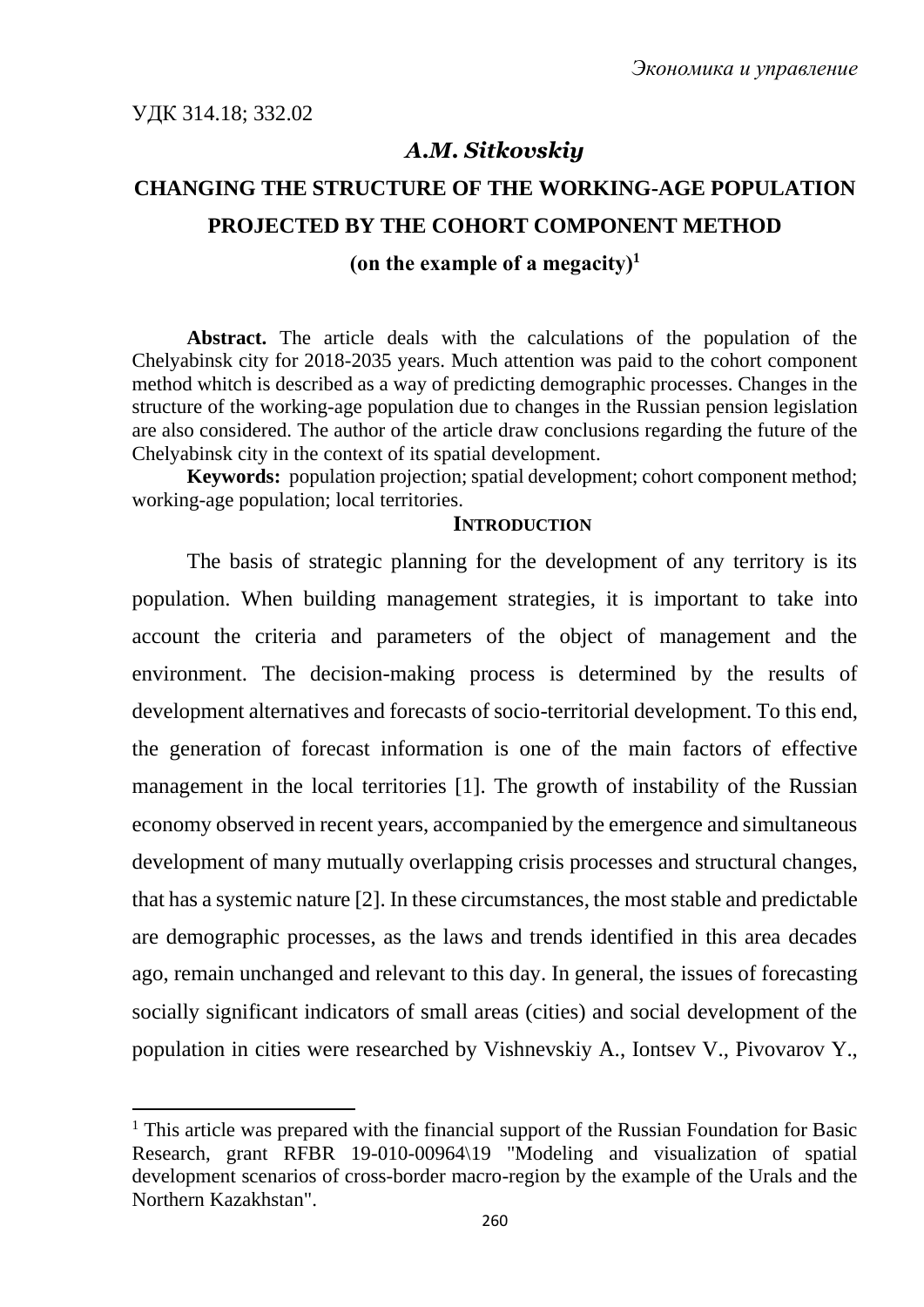УДК 314.18; 332.02

***A.M. Sitkovskiy***

# CHANGING THE STRUCTURE OF THE WORKING-AGE POPULATION PROJECTED BY THE COHORT COMPONENT METHOD (on the example of a megacity)[1]

**Abstract.** The article deals with the calculations of the population of the Chelyabinsk city for 2018-2035 years. Much attention was paid to the cohort component method whitch is described as a way of predicting demographic processes. Changes in the structure of the working-age population due to changes in the Russian pension legislation are also considered. The author of the article draw conclusions regarding the future of the Chelyabinsk city in the context of its spatial development.

**Keywords:** population projection; spatial development; cohort component method; working-age population; local territories.

## INTRODUCTION

The basis of strategic planning for the development of any territory is its population. When building management strategies, it is important to take into account the criteria and parameters of the object of management and the environment. The decision-making process is determined by the results of development alternatives and forecasts of socio-territorial development. To this end, the generation of forecast information is one of the main factors of effective management in the local territories [1]. The growth of instability of the Russian economy observed in recent years, accompanied by the emergence and simultaneous development of many mutually overlapping crisis processes and structural changes, that has a systemic nature [2]. In these circumstances, the most stable and predictable are demographic processes, as the laws and trends identified in this area decades ago, remain unchanged and relevant to this day. In general, the issues of forecasting socially significant indicators of small areas (cities) and social development of the population in cities were researched by Vishnevskiy A., Iontsev V., Pivovarov Y.,

---

[1] This article was prepared with the financial support of the Russian Foundation for Basic Research, grant RFBR 19-010-00964\19 "Modeling and visualization of spatial development scenarios of cross-border macro-region by the example of the Urals and the Northern Kazakhstan".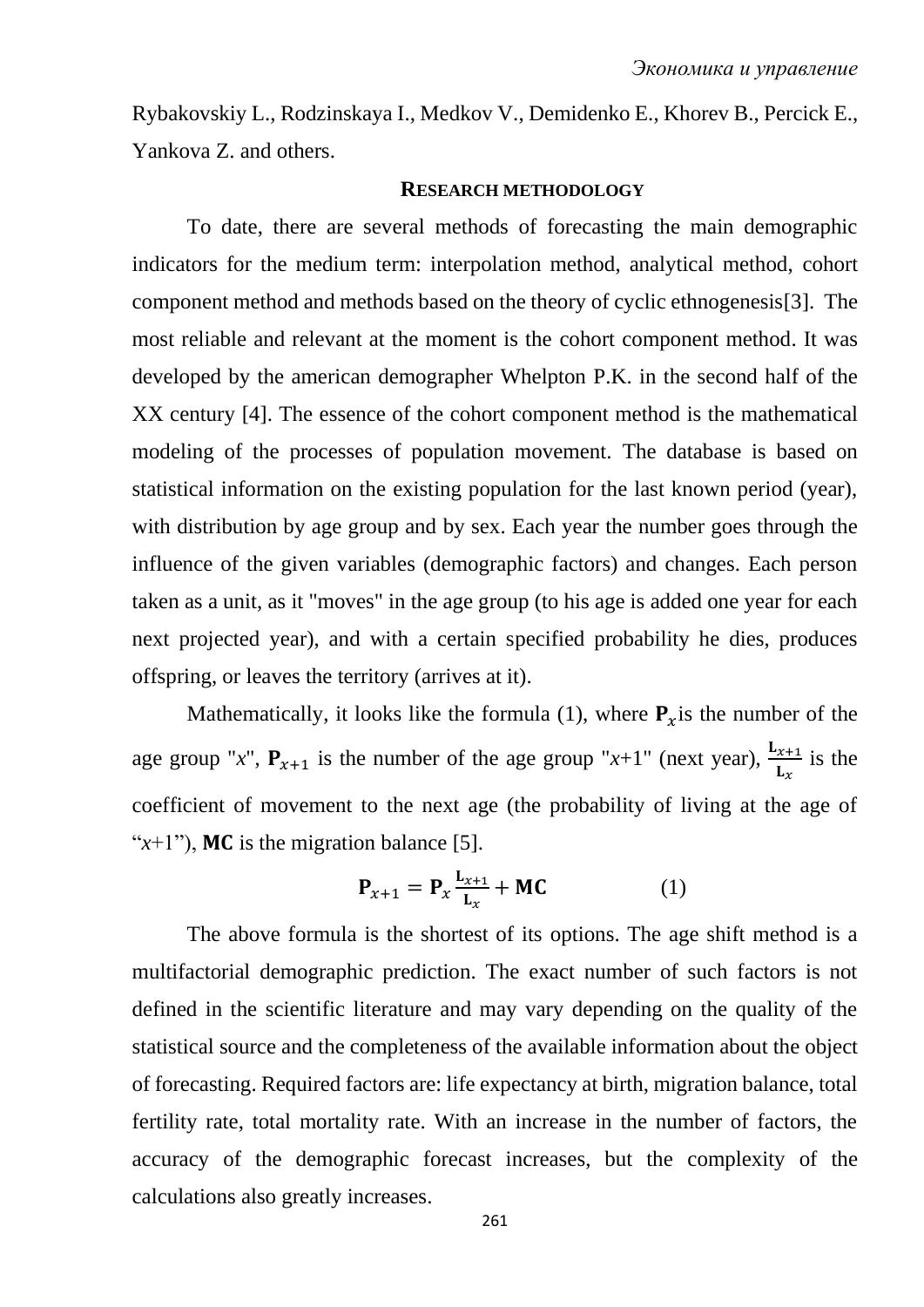Rybakovskiy L., Rodzinskaya I., Medkov V., Demidenko E., Khorev B., Percick E., Yankova Z. and others.

## RESEARCH METHODOLOGY

To date, there are several methods of forecasting the main demographic indicators for the medium term: interpolation method, analytical method, cohort component method and methods based on the theory of cyclic ethnogenesis[3]. The most reliable and relevant at the moment is the cohort component method. It was developed by the american demographer Whelpton P.K. in the second half of the XX century [4]. The essence of the cohort component method is the mathematical modeling of the processes of population movement. The database is based on statistical information on the existing population for the last known period (year), with distribution by age group and by sex. Each year the number goes through the influence of the given variables (demographic factors) and changes. Each person taken as a unit, as it "moves" in the age group (to his age is added one year for each next projected year), and with a certain specified probability he dies, produces offspring, or leaves the territory (arrives at it).

Mathematically, it looks like the formula (1), where $\mathbf{P}_x$ is the number of the age group "*x*", $\mathbf{P}_{x+1}$ is the number of the age group "*x*+1" (next year), $\frac{\mathbf{L}_{x+1}}{\mathbf{L}_x}$ is the coefficient of movement to the next age (the probability of living at the age of "*x*+1"), $\mathbf{MC}$ is the migration balance [5].

$$\mathbf{P}_{x+1} = \mathbf{P}_x \frac{\mathbf{L}_{x+1}}{\mathbf{L}_x} + \mathbf{MC} \qquad (1)$$

The above formula is the shortest of its options. The age shift method is a multifactorial demographic prediction. The exact number of such factors is not defined in the scientific literature and may vary depending on the quality of the statistical source and the completeness of the available information about the object of forecasting. Required factors are: life expectancy at birth, migration balance, total fertility rate, total mortality rate. With an increase in the number of factors, the accuracy of the demographic forecast increases, but the complexity of the calculations also greatly increases.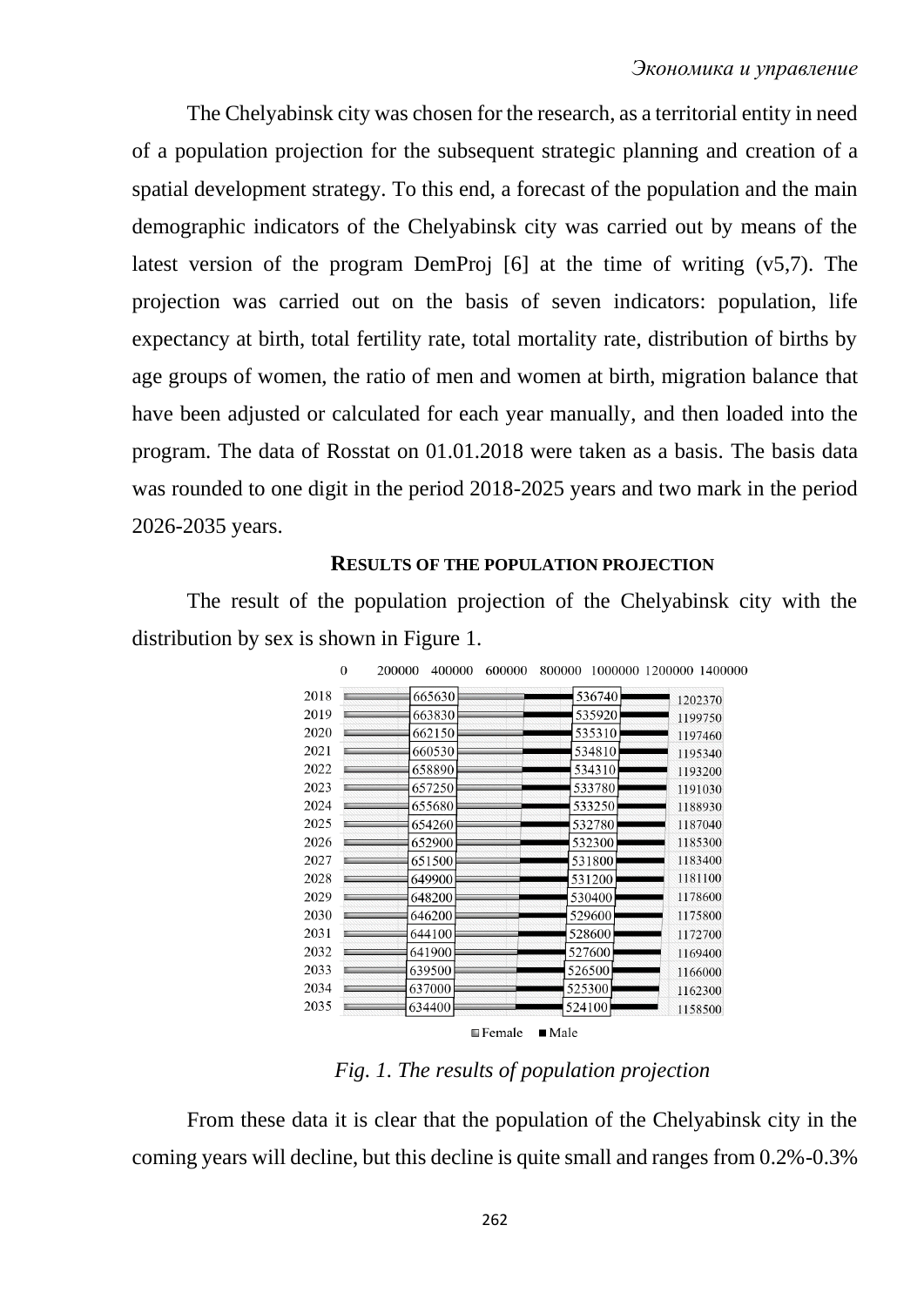The Chelyabinsk city was chosen for the research, as a territorial entity in need of a population projection for the subsequent strategic planning and creation of a spatial development strategy. To this end, a forecast of the population and the main demographic indicators of the Chelyabinsk city was carried out by means of the latest version of the program DemProj [6] at the time of writing (v5,7). The projection was carried out on the basis of seven indicators: population, life expectancy at birth, total fertility rate, total mortality rate, distribution of births by age groups of women, the ratio of men and women at birth, migration balance that have been adjusted or calculated for each year manually, and then loaded into the program. The data of Rosstat on 01.01.2018 were taken as a basis. The basis data was rounded to one digit in the period 2018-2025 years and two mark in the period 2026-2035 years.

## RESULTS OF THE POPULATION PROJECTION

The result of the population projection of the Chelyabinsk city with the distribution by sex is shown in Figure 1.

| Year | Female | Male | Total |
|---|---|---|---|
| 2018 | 665630 | 536740 | 1202370 |
| 2019 | 663830 | 535920 | 1199750 |
| 2020 | 662150 | 535310 | 1197460 |
| 2021 | 660530 | 534810 | 1195340 |
| 2022 | 658890 | 534310 | 1193200 |
| 2023 | 657250 | 533780 | 1191030 |
| 2024 | 655680 | 533250 | 1188930 |
| 2025 | 654260 | 532780 | 1187040 |
| 2026 | 652900 | 532300 | 1185300 |
| 2027 | 651500 | 531800 | 1183400 |
| 2028 | 649900 | 531200 | 1181100 |
| 2029 | 648200 | 530400 | 1178600 |
| 2030 | 646200 | 529600 | 1175800 |
| 2031 | 644100 | 528600 | 1172700 |
| 2032 | 641900 | 527600 | 1169400 |
| 2033 | 639500 | 526500 | 1166000 |
| 2034 | 637000 | 525300 | 1162300 |
| 2035 | 634400 | 524100 | 1158500 |

*Fig. 1. The results of population projection*

From these data it is clear that the population of the Chelyabinsk city in the coming years will decline, but this decline is quite small and ranges from 0.2%-0.3%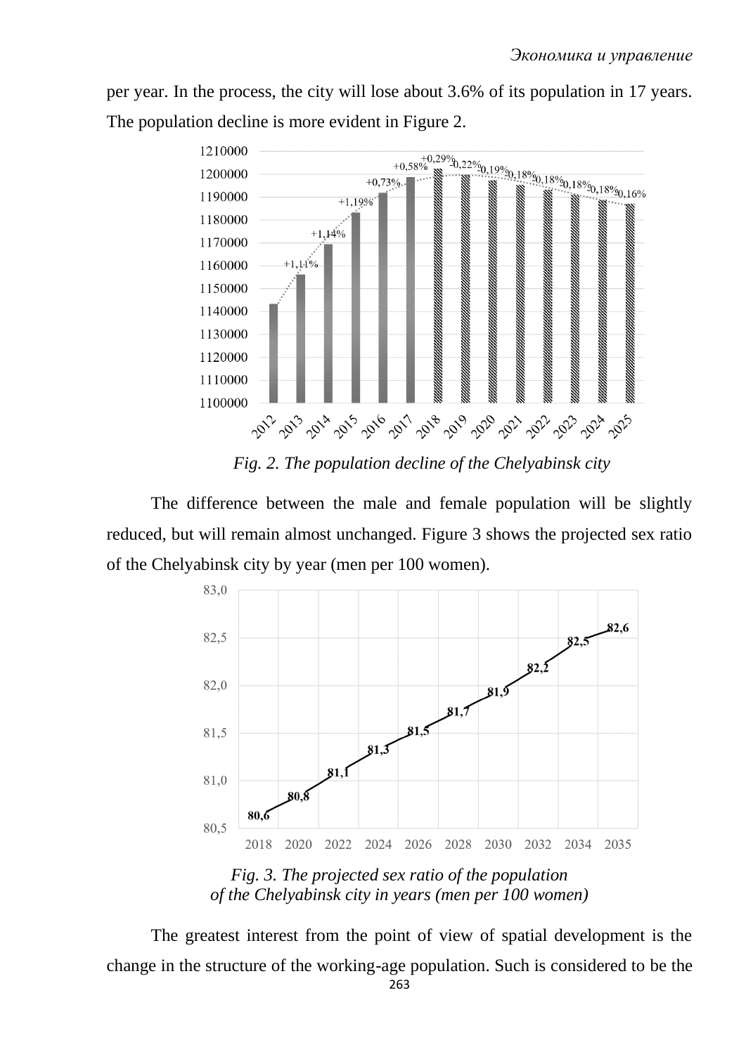per year. In the process, the city will lose about 3.6% of its population in 17 years. The population decline is more evident in Figure 2.

*Fig. 2. The population decline of the Chelyabinsk city*

The difference between the male and female population will be slightly reduced, but will remain almost unchanged. Figure 3 shows the projected sex ratio of the Chelyabinsk city by year (men per 100 women).

*Fig. 3. The projected sex ratio of the population of the Chelyabinsk city in years (men per 100 women)*

The greatest interest from the point of view of spatial development is the change in the structure of the working-age population. Such is considered to be the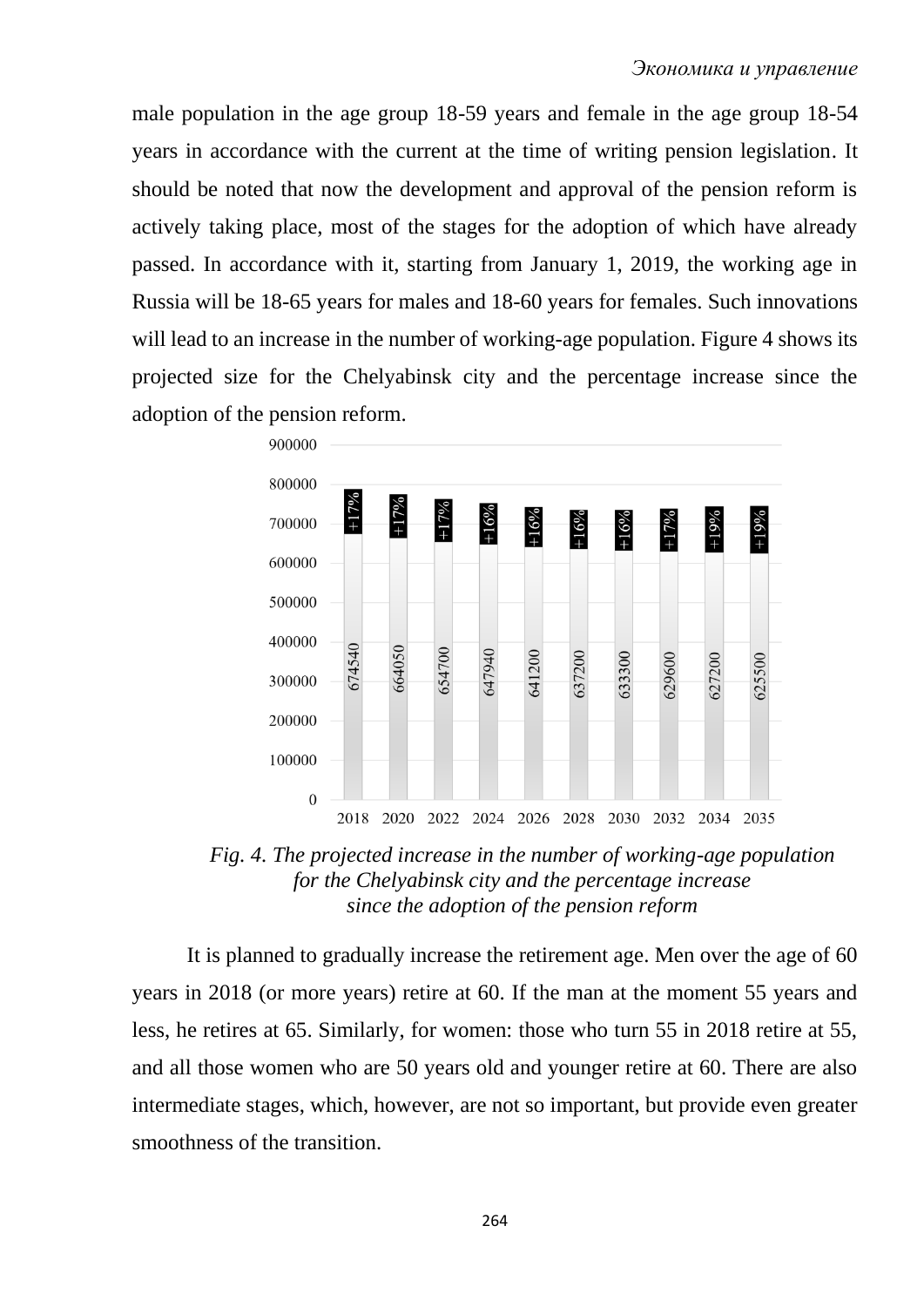male population in the age group 18-59 years and female in the age group 18-54 years in accordance with the current at the time of writing pension legislation. It should be noted that now the development and approval of the pension reform is actively taking place, most of the stages for the adoption of which have already passed. In accordance with it, starting from January 1, 2019, the working age in Russia will be 18-65 years for males and 18-60 years for females. Such innovations will lead to an increase in the number of working-age population. Figure 4 shows its projected size for the Chelyabinsk city and the percentage increase since the adoption of the pension reform.

| Year | Working-age population | Increase |
|---|---|---|
| 2018 | 674540 | +17% |
| 2020 | 664050 | +17% |
| 2022 | 654700 | +17% |
| 2024 | 647940 | +16% |
| 2026 | 641200 | +16% |
| 2028 | 637200 | +16% |
| 2030 | 633300 | +16% |
| 2032 | 629600 | +17% |
| 2034 | 627200 | +19% |
| 2035 | 625500 | +19% |

*Fig. 4. The projected increase in the number of working-age population for the Chelyabinsk city and the percentage increase since the adoption of the pension reform*

It is planned to gradually increase the retirement age. Men over the age of 60 years in 2018 (or more years) retire at 60. If the man at the moment 55 years and less, he retires at 65. Similarly, for women: those who turn 55 in 2018 retire at 55, and all those women who are 50 years old and younger retire at 60. There are also intermediate stages, which, however, are not so important, but provide even greater smoothness of the transition.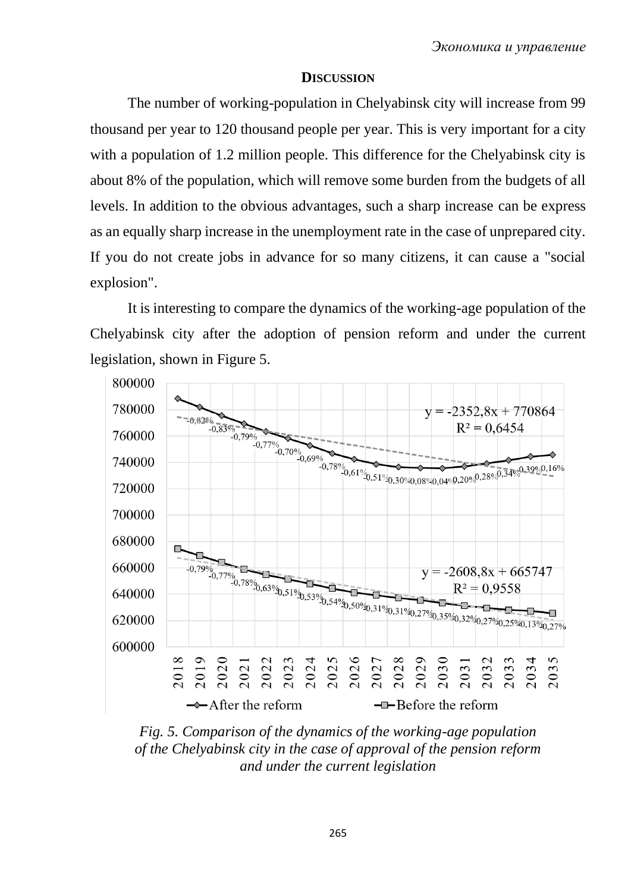## DISCUSSION

The number of working-population in Chelyabinsk city will increase from 99 thousand per year to 120 thousand people per year. This is very important for a city with a population of 1.2 million people. This difference for the Chelyabinsk city is about 8% of the population, which will remove some burden from the budgets of all levels. In addition to the obvious advantages, such a sharp increase can be express as an equally sharp increase in the unemployment rate in the case of unprepared city. If you do not create jobs in advance for so many citizens, it can cause a "social explosion".

It is interesting to compare the dynamics of the working-age population of the Chelyabinsk city after the adoption of pension reform and under the current legislation, shown in Figure 5.

*Fig. 5. Comparison of the dynamics of the working-age population of the Chelyabinsk city in the case of approval of the pension reform and under the current legislation*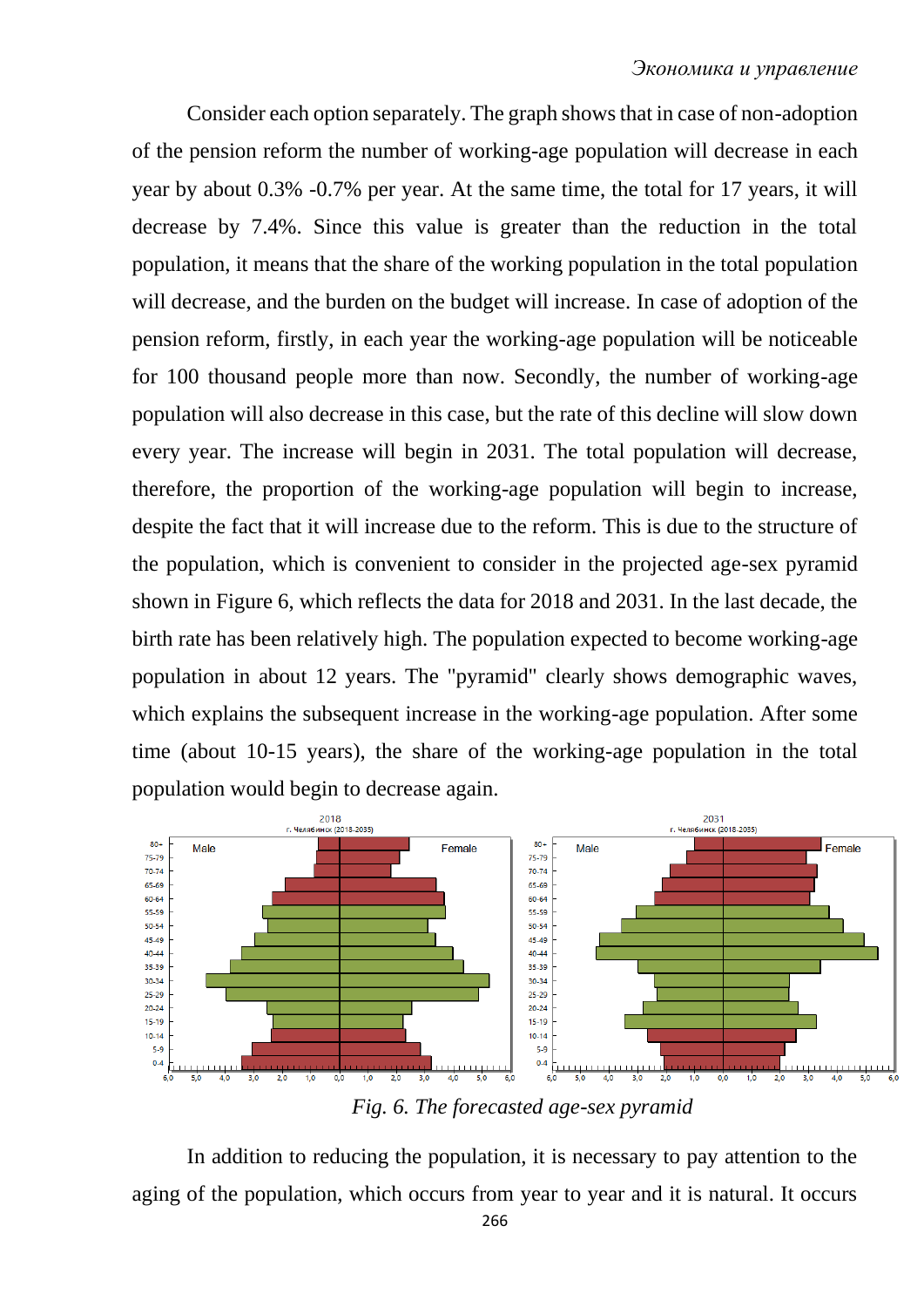Consider each option separately. The graph shows that in case of non-adoption of the pension reform the number of working-age population will decrease in each year by about 0.3% -0.7% per year. At the same time, the total for 17 years, it will decrease by 7.4%. Since this value is greater than the reduction in the total population, it means that the share of the working population in the total population will decrease, and the burden on the budget will increase. In case of adoption of the pension reform, firstly, in each year the working-age population will be noticeable for 100 thousand people more than now. Secondly, the number of working-age population will also decrease in this case, but the rate of this decline will slow down every year. The increase will begin in 2031. The total population will decrease, therefore, the proportion of the working-age population will begin to increase, despite the fact that it will increase due to the reform. This is due to the structure of the population, which is convenient to consider in the projected age-sex pyramid shown in Figure 6, which reflects the data for 2018 and 2031. In the last decade, the birth rate has been relatively high. The population expected to become working-age population in about 12 years. The "pyramid" clearly shows demographic waves, which explains the subsequent increase in the working-age population. After some time (about 10-15 years), the share of the working-age population in the total population would begin to decrease again.

*Fig. 6. The forecasted age-sex pyramid*

In addition to reducing the population, it is necessary to pay attention to the aging of the population, which occurs from year to year and it is natural. It occurs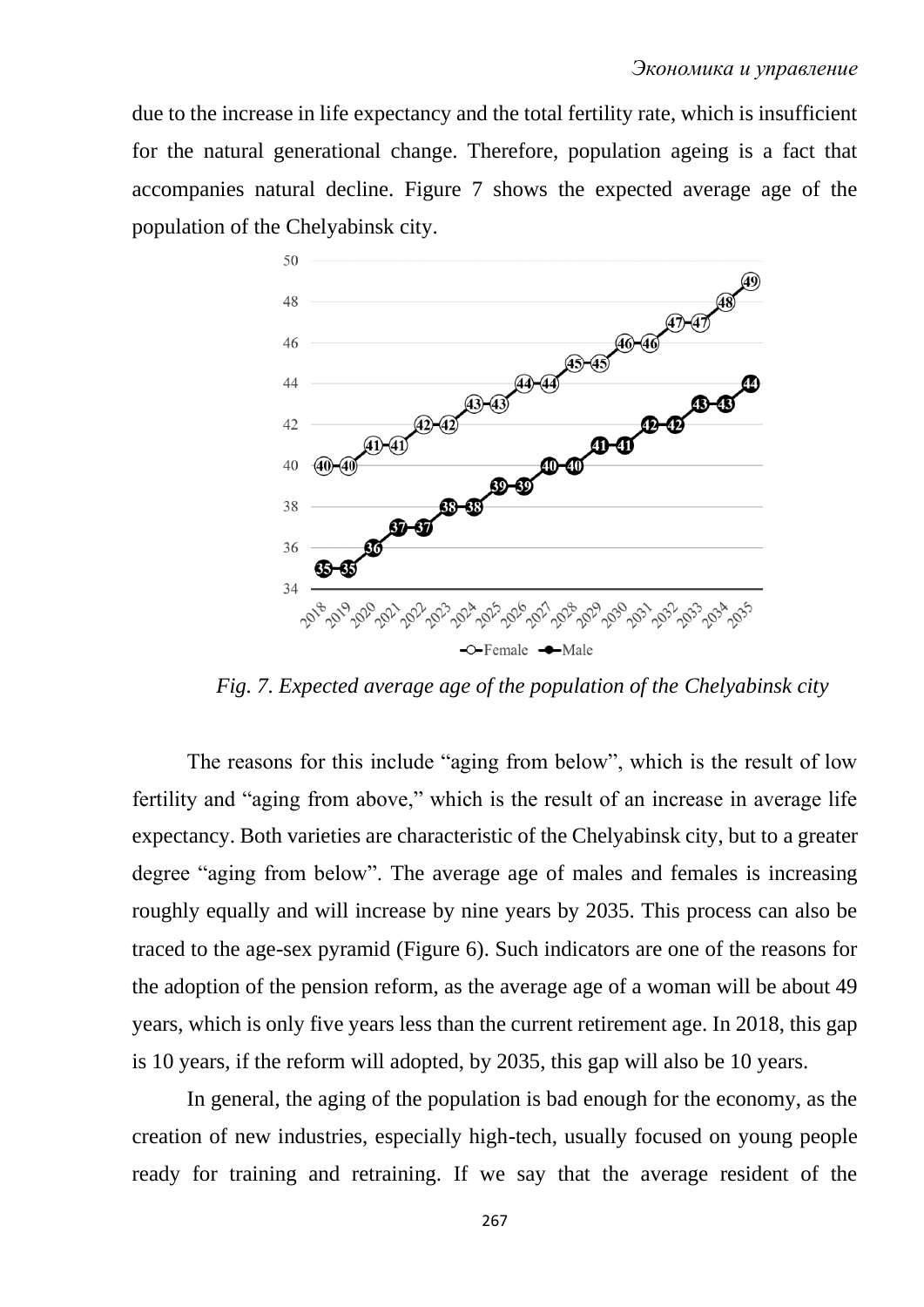due to the increase in life expectancy and the total fertility rate, which is insufficient for the natural generational change. Therefore, population ageing is a fact that accompanies natural decline. Figure 7 shows the expected average age of the population of the Chelyabinsk city.

*Fig. 7. Expected average age of the population of the Chelyabinsk city*

The reasons for this include "aging from below", which is the result of low fertility and "aging from above," which is the result of an increase in average life expectancy. Both varieties are characteristic of the Chelyabinsk city, but to a greater degree "aging from below". The average age of males and females is increasing roughly equally and will increase by nine years by 2035. This process can also be traced to the age-sex pyramid (Figure 6). Such indicators are one of the reasons for the adoption of the pension reform, as the average age of a woman will be about 49 years, which is only five years less than the current retirement age. In 2018, this gap is 10 years, if the reform will adopted, by 2035, this gap will also be 10 years.

In general, the aging of the population is bad enough for the economy, as the creation of new industries, especially high-tech, usually focused on young people ready for training and retraining. If we say that the average resident of the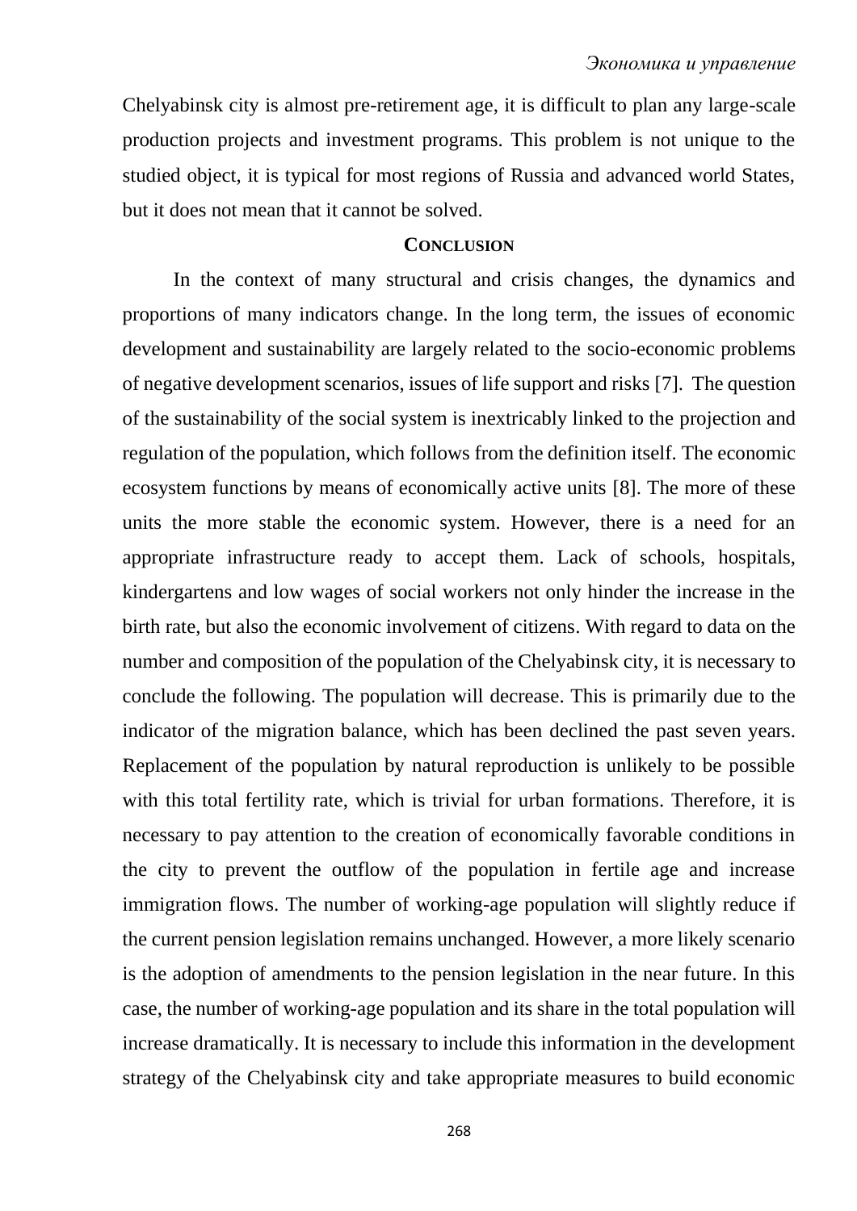Chelyabinsk city is almost pre-retirement age, it is difficult to plan any large-scale production projects and investment programs. This problem is not unique to the studied object, it is typical for most regions of Russia and advanced world States, but it does not mean that it cannot be solved.

## Conclusion

In the context of many structural and crisis changes, the dynamics and proportions of many indicators change. In the long term, the issues of economic development and sustainability are largely related to the socio-economic problems of negative development scenarios, issues of life support and risks [7]. The question of the sustainability of the social system is inextricably linked to the projection and regulation of the population, which follows from the definition itself. The economic ecosystem functions by means of economically active units [8]. The more of these units the more stable the economic system. However, there is a need for an appropriate infrastructure ready to accept them. Lack of schools, hospitals, kindergartens and low wages of social workers not only hinder the increase in the birth rate, but also the economic involvement of citizens. With regard to data on the number and composition of the population of the Chelyabinsk city, it is necessary to conclude the following. The population will decrease. This is primarily due to the indicator of the migration balance, which has been declined the past seven years. Replacement of the population by natural reproduction is unlikely to be possible with this total fertility rate, which is trivial for urban formations. Therefore, it is necessary to pay attention to the creation of economically favorable conditions in the city to prevent the outflow of the population in fertile age and increase immigration flows. The number of working-age population will slightly reduce if the current pension legislation remains unchanged. However, a more likely scenario is the adoption of amendments to the pension legislation in the near future. In this case, the number of working-age population and its share in the total population will increase dramatically. It is necessary to include this information in the development strategy of the Chelyabinsk city and take appropriate measures to build economic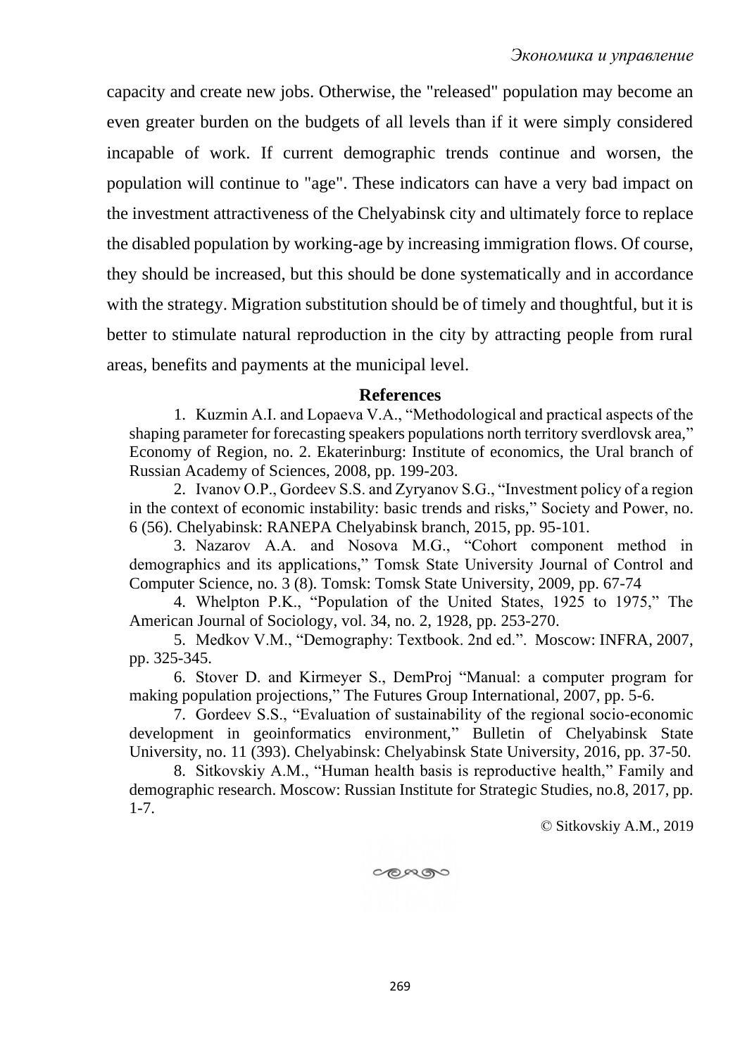capacity and create new jobs. Otherwise, the "released" population may become an even greater burden on the budgets of all levels than if it were simply considered incapable of work. If current demographic trends continue and worsen, the population will continue to "age". These indicators can have a very bad impact on the investment attractiveness of the Chelyabinsk city and ultimately force to replace the disabled population by working-age by increasing immigration flows. Of course, they should be increased, but this should be done systematically and in accordance with the strategy. Migration substitution should be of timely and thoughtful, but it is better to stimulate natural reproduction in the city by attracting people from rural areas, benefits and payments at the municipal level.

## References

1. Kuzmin A.I. and Lopaeva V.A., "Methodological and practical aspects of the shaping parameter for forecasting speakers populations north territory sverdlovsk area," Economy of Region, no. 2. Ekaterinburg: Institute of economics, the Ural branch of Russian Academy of Sciences, 2008, pp. 199-203.
2. Ivanov O.P., Gordeev S.S. and Zyryanov S.G., "Investment policy of a region in the context of economic instability: basic trends and risks," Society and Power, no. 6 (56). Chelyabinsk: RANEPA Chelyabinsk branch, 2015, pp. 95-101.
3. Nazarov A.A. and Nosova M.G., "Cohort component method in demographics and its applications," Tomsk State University Journal of Control and Computer Science, no. 3 (8). Tomsk: Tomsk State University, 2009, pp. 67-74
4. Whelpton P.K., "Population of the United States, 1925 to 1975," The American Journal of Sociology, vol. 34, no. 2, 1928, pp. 253-270.
5. Medkov V.M., "Demography: Textbook. 2nd ed.". Moscow: INFRA, 2007, pp. 325-345.
6. Stover D. and Kirmeyer S., DemProj "Manual: a computer program for making population projections," The Futures Group International, 2007, pp. 5-6.
7. Gordeev S.S., "Evaluation of sustainability of the regional socio-economic development in geoinformatics environment," Bulletin of Chelyabinsk State University, no. 11 (393). Chelyabinsk: Chelyabinsk State University, 2016, pp. 37-50.
8. Sitkovskiy A.M., "Human health basis is reproductive health," Family and demographic research. Moscow: Russian Institute for Strategic Studies, no.8, 2017, pp. 1-7.

© Sitkovskiy A.M., 2019